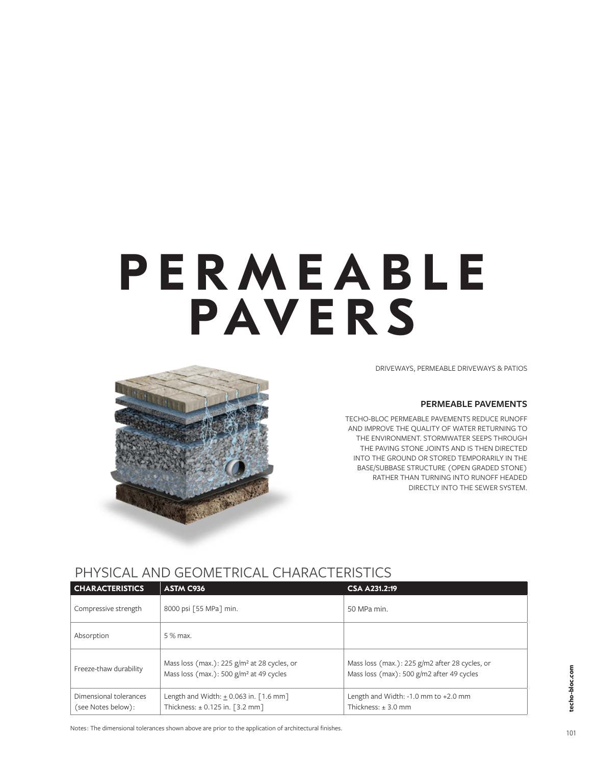# PERMEABLE PAVERS

DRIVEWAYS, PERMEABLE DRIVEWAYS & PATIOS

### PERMEABLE PAVEMENTS

TECHO-BLOC PERMEABLE PAVEMENTS REDUCE RUNOFF AND IMPROVE THE QUALITY OF WATER RETURNING TO THE ENVIRONMENT. STORMWATER SEEPS THROUGH THE PAVING STONE JOINTS AND IS THEN DIRECTED INTO THE GROUND OR STORED TEMPORARILY IN THE BASE/SUBBASE STRUCTURE (OPEN GRADED STONE) RATHER THAN TURNING INTO RUNOFF HEADED DIRECTLY INTO THE SEWER SYSTEM.

## PHYSICAL AND GEOMETRICAL CHARACTERISTICS

| CHARACTERISTICS | ASTM C936 | CSA A231.2:19 |
|---|---|---|
| Compressive strength | 8000 psi [55 MPa] min. | 50 MPa min. |
| Absorption | 5 % max. | |
| Freeze-thaw durability | Mass loss (max.): 225 g/m² at 28 cycles, or<br>Mass loss (max.): 500 g/m² at 49 cycles | Mass loss (max.): 225 g/m2 after 28 cycles, or<br>Mass loss (max): 500 g/m2 after 49 cycles |
| Dimensional tolerances (see Notes below): | Length and Width: ± 0.063 in. [1.6 mm]<br>Thickness: ± 0.125 in. [3.2 mm] | Length and Width: -1.0 mm to +2.0 mm<br>Thickness: ± 3.0 mm |

Notes: The dimensional tolerances shown above are prior to the application of architectural finishes.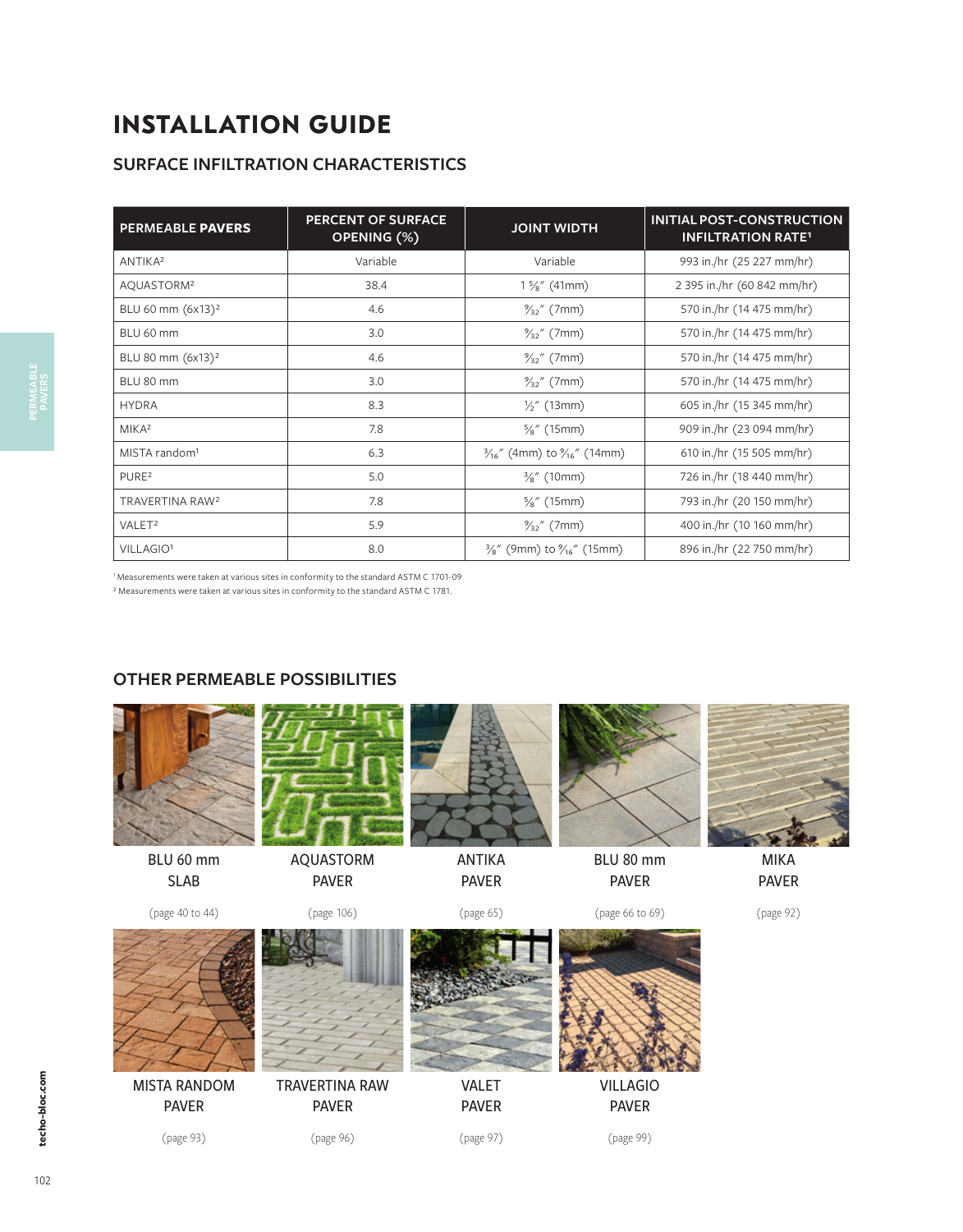# INSTALLATION GUIDE

## SURFACE INFILTRATION CHARACTERISTICS

| PERMEABLE **PAVERS** | PERCENT OF SURFACE OPENING (%) | JOINT WIDTH | INITIAL POST-CONSTRUCTION INFILTRATION RATE[1] |
|---|---|---|---|
| ANTIKA[2] | Variable | Variable | 993 in./hr (25 227 mm/hr) |
| AQUASTORM[2] | 38.4 | 1 ⅝″ (41mm) | 2 395 in./hr (60 842 mm/hr) |
| BLU 60 mm (6x13)[2] | 4.6 | 9⁄32″ (7mm) | 570 in./hr (14 475 mm/hr) |
| BLU 60 mm | 3.0 | 9⁄32″ (7mm) | 570 in./hr (14 475 mm/hr) |
| BLU 80 mm (6x13)[2] | 4.6 | 9⁄32″ (7mm) | 570 in./hr (14 475 mm/hr) |
| BLU 80 mm | 3.0 | 9⁄32″ (7mm) | 570 in./hr (14 475 mm/hr) |
| HYDRA | 8.3 | ½″ (13mm) | 605 in./hr (15 345 mm/hr) |
| MIKA[2] | 7.8 | ⅝″ (15mm) | 909 in./hr (23 094 mm/hr) |
| MISTA random[1] | 6.3 | 3⁄16″ (4mm) to 9⁄16″ (14mm) | 610 in./hr (15 505 mm/hr) |
| PURE[2] | 5.0 | ⅜″ (10mm) | 726 in./hr (18 440 mm/hr) |
| TRAVERTINA RAW[2] | 7.8 | ⅝″ (15mm) | 793 in./hr (20 150 mm/hr) |
| VALET[2] | 5.9 | 9⁄32″ (7mm) | 400 in./hr (10 160 mm/hr) |
| VILLAGIO[1] | 8.0 | ⅜″ (9mm) to 9⁄16″ (15mm) | 896 in./hr (22 750 mm/hr) |

[1] Measurements were taken at various sites in conformity to the standard ASTM C 1701-09

[2] Measurements were taken at various sites in conformity to the standard ASTM C 1781.

## OTHER PERMEABLE POSSIBILITIES

BLU 60 mm SLAB (page 40 to 44)

AQUASTORM PAVER (page 106)

ANTIKA PAVER (page 65)

BLU 80 mm PAVER (page 66 to 69)

MIKA PAVER (page 92)

MISTA RANDOM PAVER (page 93)

TRAVERTINA RAW PAVER (page 96)

VALET PAVER (page 97)

VILLAGIO PAVER (page 99)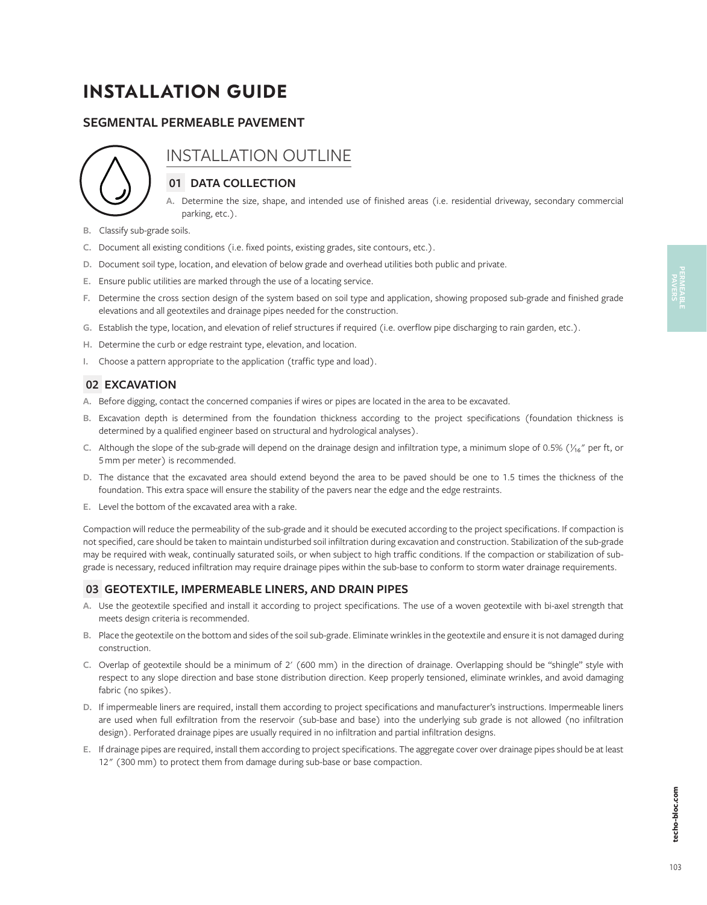# INSTALLATION GUIDE

## SEGMENTAL PERMEABLE PAVEMENT

## INSTALLATION OUTLINE

### 01 DATA COLLECTION

A. Determine the size, shape, and intended use of finished areas (i.e. residential driveway, secondary commercial parking, etc.).

B. Classify sub-grade soils.

C. Document all existing conditions (i.e. fixed points, existing grades, site contours, etc.).

D. Document soil type, location, and elevation of below grade and overhead utilities both public and private.

E. Ensure public utilities are marked through the use of a locating service.

F. Determine the cross section design of the system based on soil type and application, showing proposed sub-grade and finished grade elevations and all geotextiles and drainage pipes needed for the construction.

G. Establish the type, location, and elevation of relief structures if required (i.e. overflow pipe discharging to rain garden, etc.).

H. Determine the curb or edge restraint type, elevation, and location.

I. Choose a pattern appropriate to the application (traffic type and load).

### 02 EXCAVATION

A. Before digging, contact the concerned companies if wires or pipes are located in the area to be excavated.

B. Excavation depth is determined from the foundation thickness according to the project specifications (foundation thickness is determined by a qualified engineer based on structural and hydrological analyses).

C. Although the slope of the sub-grade will depend on the drainage design and infiltration type, a minimum slope of 0.5% (1⁄16″ per ft, or 5 mm per meter) is recommended.

D. The distance that the excavated area should extend beyond the area to be paved should be one to 1.5 times the thickness of the foundation. This extra space will ensure the stability of the pavers near the edge and the edge restraints.

E. Level the bottom of the excavated area with a rake.

Compaction will reduce the permeability of the sub-grade and it should be executed according to the project specifications. If compaction is not specified, care should be taken to maintain undisturbed soil infiltration during excavation and construction. Stabilization of the sub-grade may be required with weak, continually saturated soils, or when subject to high traffic conditions. If the compaction or stabilization of sub-grade is necessary, reduced infiltration may require drainage pipes within the sub-base to conform to storm water drainage requirements.

### 03 GEOTEXTILE, IMPERMEABLE LINERS, AND DRAIN PIPES

A. Use the geotextile specified and install it according to project specifications. The use of a woven geotextile with bi-axel strength that meets design criteria is recommended.

B. Place the geotextile on the bottom and sides of the soil sub-grade. Eliminate wrinkles in the geotextile and ensure it is not damaged during construction.

C. Overlap of geotextile should be a minimum of 2′ (600 mm) in the direction of drainage. Overlapping should be "shingle" style with respect to any slope direction and base stone distribution direction. Keep properly tensioned, eliminate wrinkles, and avoid damaging fabric (no spikes).

D. If impermeable liners are required, install them according to project specifications and manufacturer's instructions. Impermeable liners are used when full exfiltration from the reservoir (sub-base and base) into the underlying sub grade is not allowed (no infiltration design). Perforated drainage pipes are usually required in no infiltration and partial infiltration designs.

E. If drainage pipes are required, install them according to project specifications. The aggregate cover over drainage pipes should be at least 12″ (300 mm) to protect them from damage during sub-base or base compaction.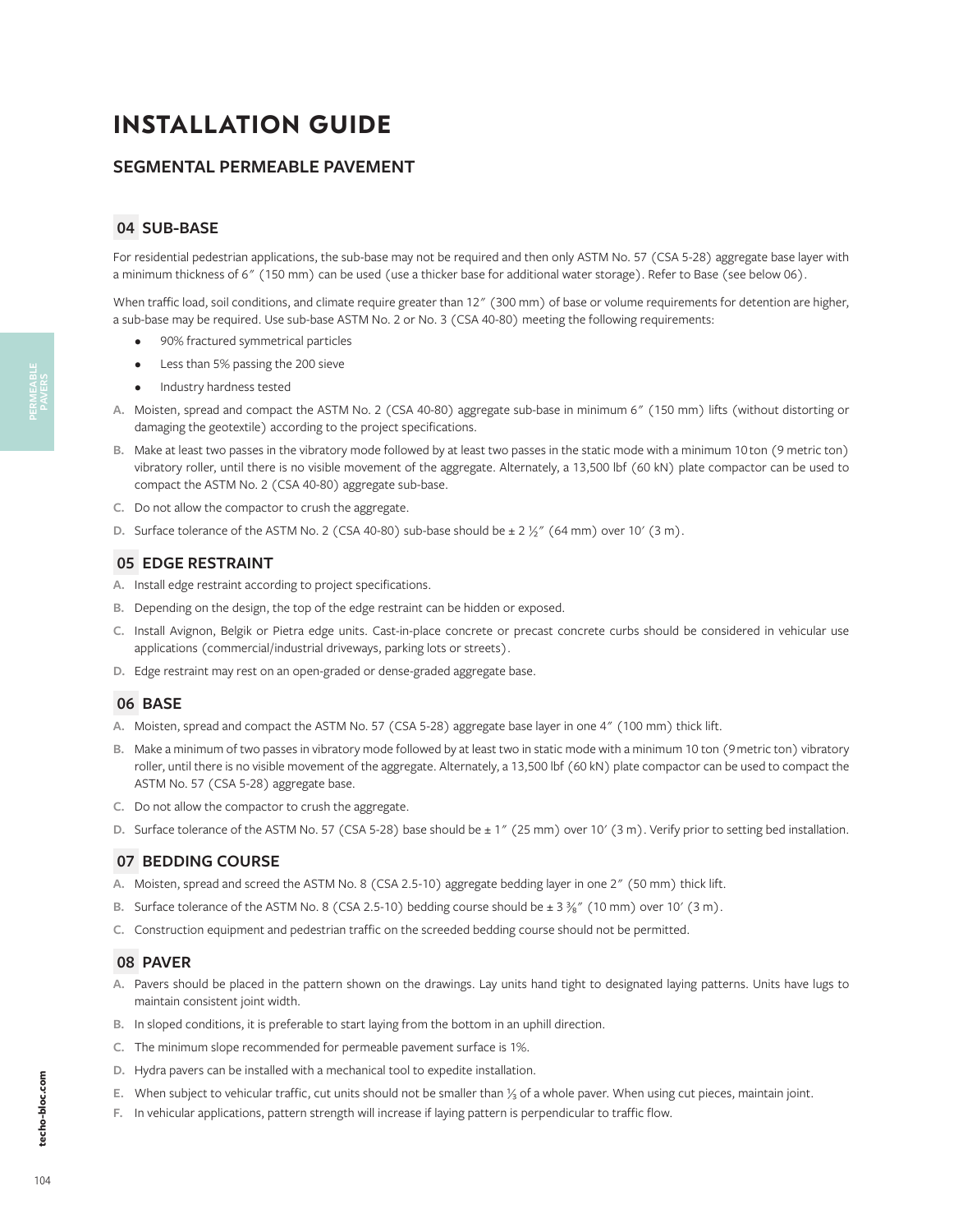# INSTALLATION GUIDE

## SEGMENTAL PERMEABLE PAVEMENT

### 04 SUB-BASE

For residential pedestrian applications, the sub-base may not be required and then only ASTM No. 57 (CSA 5-28) aggregate base layer with a minimum thickness of 6″ (150 mm) can be used (use a thicker base for additional water storage). Refer to Base (see below 06).

When traffic load, soil conditions, and climate require greater than 12″ (300 mm) of base or volume requirements for detention are higher, a sub-base may be required. Use sub-base ASTM No. 2 or No. 3 (CSA 40-80) meeting the following requirements:

- 90% fractured symmetrical particles
- Less than 5% passing the 200 sieve
- Industry hardness tested

A. Moisten, spread and compact the ASTM No. 2 (CSA 40-80) aggregate sub-base in minimum 6″ (150 mm) lifts (without distorting or damaging the geotextile) according to the project specifications.

B. Make at least two passes in the vibratory mode followed by at least two passes in the static mode with a minimum 10 ton (9 metric ton) vibratory roller, until there is no visible movement of the aggregate. Alternately, a 13,500 lbf (60 kN) plate compactor can be used to compact the ASTM No. 2 (CSA 40-80) aggregate sub-base.

C. Do not allow the compactor to crush the aggregate.

D. Surface tolerance of the ASTM No. 2 (CSA 40-80) sub-base should be ± 2 ½″ (64 mm) over 10′ (3 m).

### 05 EDGE RESTRAINT

A. Install edge restraint according to project specifications.

B. Depending on the design, the top of the edge restraint can be hidden or exposed.

C. Install Avignon, Belgik or Pietra edge units. Cast-in-place concrete or precast concrete curbs should be considered in vehicular use applications (commercial/industrial driveways, parking lots or streets).

D. Edge restraint may rest on an open-graded or dense-graded aggregate base.

### 06 BASE

A. Moisten, spread and compact the ASTM No. 57 (CSA 5-28) aggregate base layer in one 4″ (100 mm) thick lift.

B. Make a minimum of two passes in vibratory mode followed by at least two in static mode with a minimum 10 ton (9 metric ton) vibratory roller, until there is no visible movement of the aggregate. Alternately, a 13,500 lbf (60 kN) plate compactor can be used to compact the ASTM No. 57 (CSA 5-28) aggregate base.

C. Do not allow the compactor to crush the aggregate.

D. Surface tolerance of the ASTM No. 57 (CSA 5-28) base should be ± 1″ (25 mm) over 10′ (3 m). Verify prior to setting bed installation.

### 07 BEDDING COURSE

A. Moisten, spread and screed the ASTM No. 8 (CSA 2.5-10) aggregate bedding layer in one 2″ (50 mm) thick lift.

B. Surface tolerance of the ASTM No. 8 (CSA 2.5-10) bedding course should be ± 3 ⅜″ (10 mm) over 10′ (3 m).

C. Construction equipment and pedestrian traffic on the screeded bedding course should not be permitted.

### 08 PAVER

A. Pavers should be placed in the pattern shown on the drawings. Lay units hand tight to designated laying patterns. Units have lugs to maintain consistent joint width.

B. In sloped conditions, it is preferable to start laying from the bottom in an uphill direction.

C. The minimum slope recommended for permeable pavement surface is 1%.

D. Hydra pavers can be installed with a mechanical tool to expedite installation.

E. When subject to vehicular traffic, cut units should not be smaller than ⅓ of a whole paver. When using cut pieces, maintain joint.

F. In vehicular applications, pattern strength will increase if laying pattern is perpendicular to traffic flow.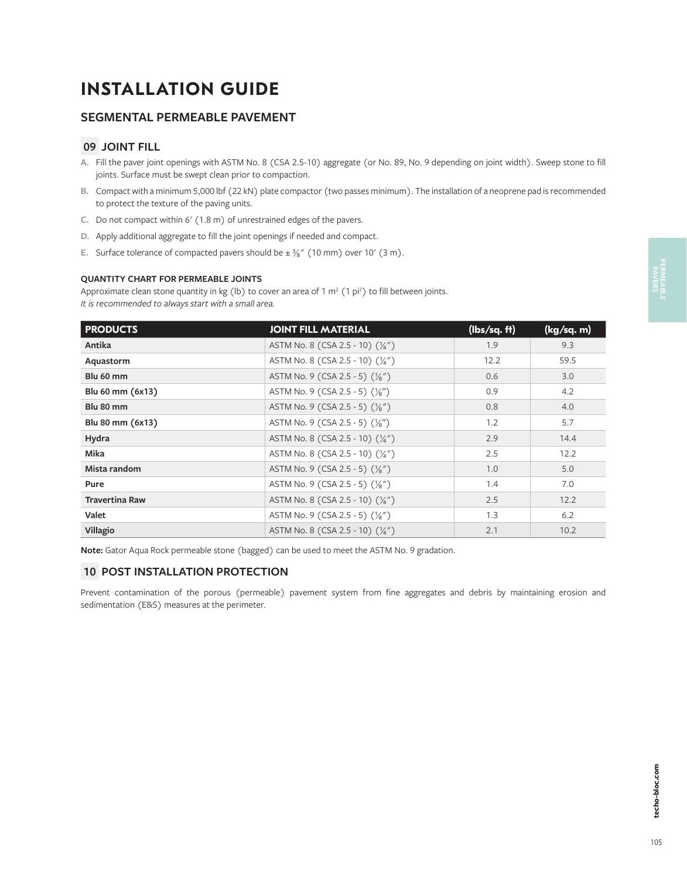# INSTALLATION GUIDE

## SEGMENTAL PERMEABLE PAVEMENT

### 09 JOINT FILL

A. Fill the paver joint openings with ASTM No. 8 (CSA 2.5-10) aggregate (or No. 89, No. 9 depending on joint width). Sweep stone to fill joints. Surface must be swept clean prior to compaction.

B. Compact with a minimum 5,000 lbf (22 kN) plate compactor (two passes minimum). The installation of a neoprene pad is recommended to protect the texture of the paving units.

C. Do not compact within 6′ (1.8 m) of unrestrained edges of the pavers.

D. Apply additional aggregate to fill the joint openings if needed and compact.

E. Surface tolerance of compacted pavers should be ± ⅜″ (10 mm) over 10′ (3 m).

#### QUANTITY CHART FOR PERMEABLE JOINTS

Approximate clean stone quantity in kg (lb) to cover an area of 1 m² (1 pi²) to fill between joints.
*It is recommended to always start with a small area.*

| PRODUCTS | JOINT FILL MATERIAL | (lbs/sq. ft) | (kg/sq. m) |
|---|---|---|---|
| **Antika** | ASTM No. 8 (CSA 2.5 - 10) (¼″) | 1.9 | 9.3 |
| **Aquastorm** | ASTM No. 8 (CSA 2.5 - 10) (¼″) | 12.2 | 59.5 |
| **Blu 60 mm** | ASTM No. 9 (CSA 2.5 - 5) (⅛″) | 0.6 | 3.0 |
| **Blu 60 mm (6x13)** | ASTM No. 9 (CSA 2.5 - 5) (⅛″) | 0.9 | 4.2 |
| **Blu 80 mm** | ASTM No. 9 (CSA 2.5 - 5) (⅛″) | 0.8 | 4.0 |
| **Blu 80 mm (6x13)** | ASTM No. 9 (CSA 2.5 - 5) (⅛″) | 1.2 | 5.7 |
| **Hydra** | ASTM No. 8 (CSA 2.5 - 10) (¼″) | 2.9 | 14.4 |
| **Mika** | ASTM No. 8 (CSA 2.5 - 10) (¼″) | 2.5 | 12.2 |
| **Mista random** | ASTM No. 9 (CSA 2.5 - 5) (⅛″) | 1.0 | 5.0 |
| **Pure** | ASTM No. 9 (CSA 2.5 - 5) (⅛″) | 1.4 | 7.0 |
| **Travertina Raw** | ASTM No. 8 (CSA 2.5 - 10) (¼″) | 2.5 | 12.2 |
| **Valet** | ASTM No. 9 (CSA 2.5 - 5) (⅛″) | 1.3 | 6.2 |
| **Villagio** | ASTM No. 8 (CSA 2.5 - 10) (¼″) | 2.1 | 10.2 |

**Note:** Gator Aqua Rock permeable stone (bagged) can be used to meet the ASTM No. 9 gradation.

### 10 POST INSTALLATION PROTECTION

Prevent contamination of the porous (permeable) pavement system from fine aggregates and debris by maintaining erosion and sedimentation (E&S) measures at the perimeter.